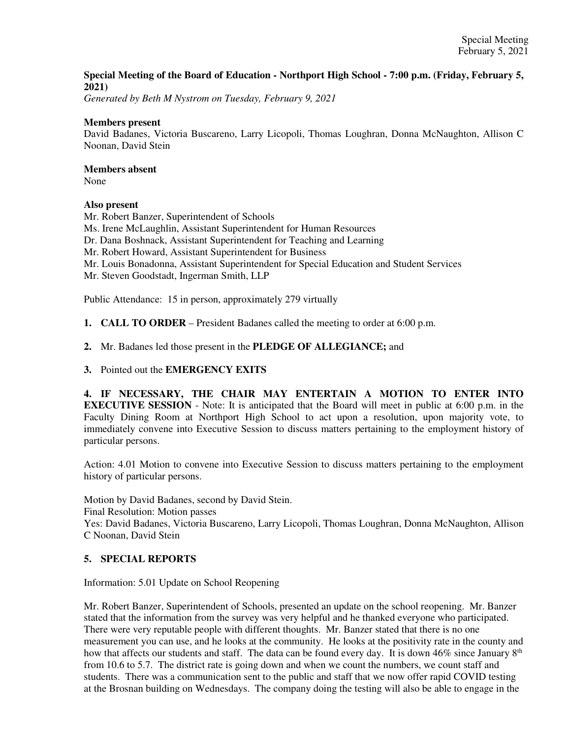**Special Meeting of the Board of Education - Northport High School - 7:00 p.m. (Friday, February 5, 2021)**

*Generated by Beth M Nystrom on Tuesday, February 9, 2021*

**Members present**

David Badanes, Victoria Buscareno, Larry Licopoli, Thomas Loughran, Donna McNaughton, Allison C Noonan, David Stein

**Members absent**

None

**Also present**

Mr. Robert Banzer, Superintendent of Schools
Ms. Irene McLaughlin, Assistant Superintendent for Human Resources
Dr. Dana Boshnack, Assistant Superintendent for Teaching and Learning
Mr. Robert Howard, Assistant Superintendent for Business
Mr. Louis Bonadonna, Assistant Superintendent for Special Education and Student Services
Mr. Steven Goodstadt, Ingerman Smith, LLP

Public Attendance: 15 in person, approximately 279 virtually

1. **CALL TO ORDER** – President Badanes called the meeting to order at 6:00 p.m.

2. Mr. Badanes led those present in the **PLEDGE OF ALLEGIANCE;** and

3. Pointed out the **EMERGENCY EXITS**

**4. IF NECESSARY, THE CHAIR MAY ENTERTAIN A MOTION TO ENTER INTO EXECUTIVE SESSION** - Note: It is anticipated that the Board will meet in public at 6:00 p.m. in the Faculty Dining Room at Northport High School to act upon a resolution, upon majority vote, to immediately convene into Executive Session to discuss matters pertaining to the employment history of particular persons.

Action: 4.01 Motion to convene into Executive Session to discuss matters pertaining to the employment history of particular persons.

Motion by David Badanes, second by David Stein.
Final Resolution: Motion passes
Yes: David Badanes, Victoria Buscareno, Larry Licopoli, Thomas Loughran, Donna McNaughton, Allison C Noonan, David Stein

**5. SPECIAL REPORTS**

Information: 5.01 Update on School Reopening

Mr. Robert Banzer, Superintendent of Schools, presented an update on the school reopening. Mr. Banzer stated that the information from the survey was very helpful and he thanked everyone who participated. There were very reputable people with different thoughts. Mr. Banzer stated that there is no one measurement you can use, and he looks at the community. He looks at the positivity rate in the county and how that affects our students and staff. The data can be found every day. It is down 46% since January 8th from 10.6 to 5.7. The district rate is going down and when we count the numbers, we count staff and students. There was a communication sent to the public and staff that we now offer rapid COVID testing at the Brosnan building on Wednesdays. The company doing the testing will also be able to engage in the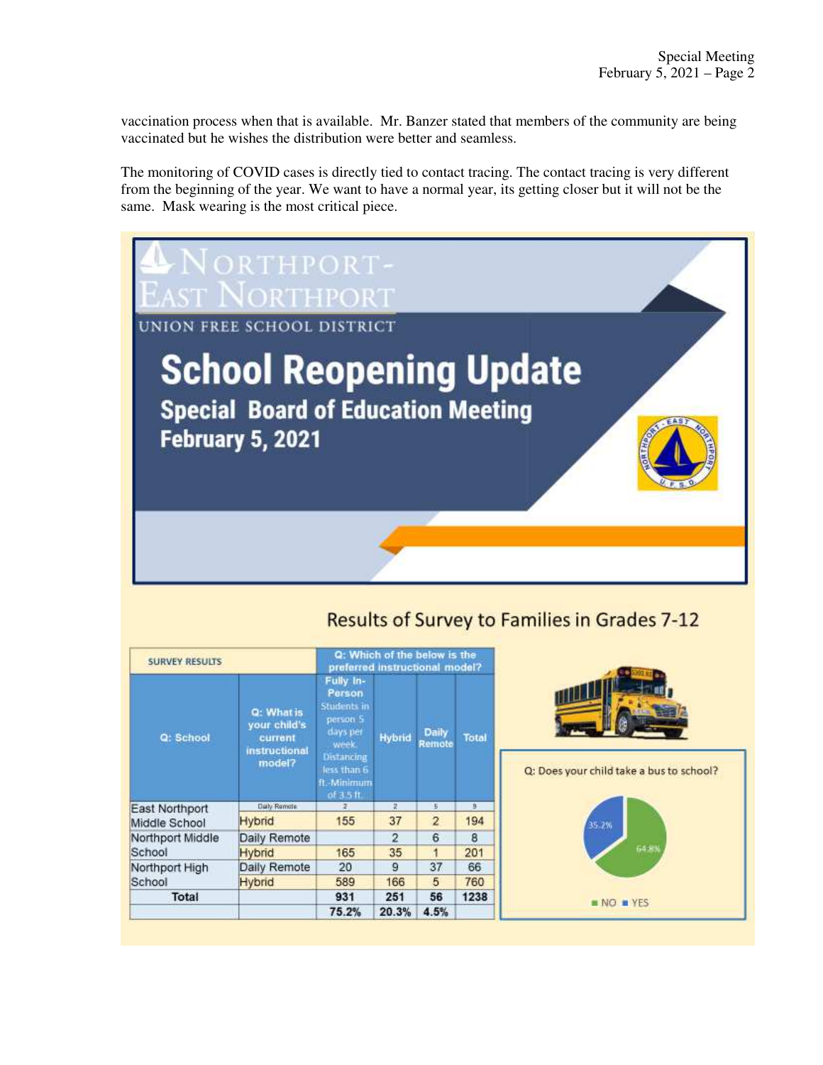vaccination process when that is available. Mr. Banzer stated that members of the community are being vaccinated but he wishes the distribution were better and seamless.

The monitoring of COVID cases is directly tied to contact tracing. The contact tracing is very different from the beginning of the year. We want to have a normal year, its getting closer but it will not be the same. Mask wearing is the most critical piece.

NORTHPORT-EAST NORTHPORT
UNION FREE SCHOOL DISTRICT

# School Reopening Update

## Special Board of Education Meeting
## February 5, 2021

### Results of Survey to Families in Grades 7-12

| SURVEY RESULTS | | Q: Which of the below is the preferred instructional model? | | | |
|---|---|---|---|---|---|
| Q: School | Q: What is your child's current instructional model? | Fully In-Person Students in person 5 days per week. Distancing less than 6 ft.-Minimum of 3.5 ft. | Hybrid | Daily Remote | Total |
| East Northport Middle School | Daily Remote | 2 | 2 | 5 | 9 |
| | Hybrid | 155 | 37 | 2 | 194 |
| Northport Middle School | Daily Remote | | 2 | 6 | 8 |
| | Hybrid | 165 | 35 | 1 | 201 |
| Northport High School | Daily Remote | 20 | 9 | 37 | 66 |
| | Hybrid | 589 | 166 | 5 | 760 |
| **Total** | | **931** | **251** | **56** | **1238** |
| | | **75.2%** | **20.3%** | **4.5%** | |

Q: Does your child take a bus to school?

- NO: 64.8%
- YES: 35.2%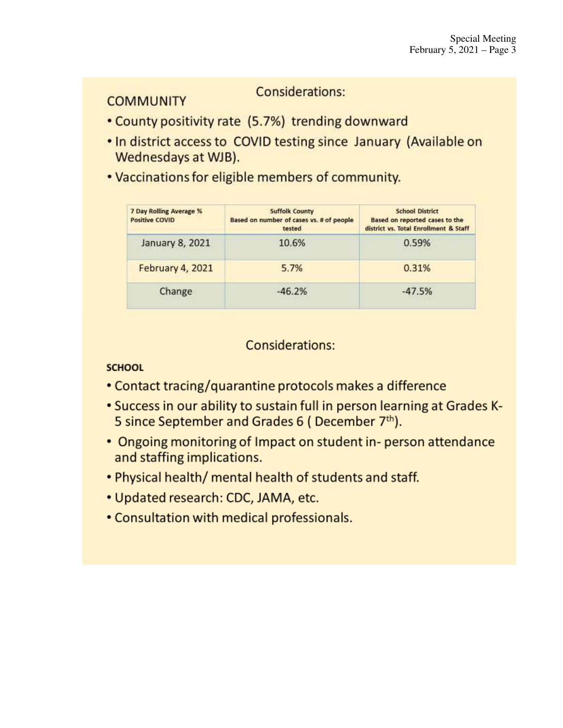## Considerations:

### COMMUNITY

- County positivity rate (5.7%) trending downward
- In district access to COVID testing since January (Available on Wednesdays at WJB).
- Vaccinations for eligible members of community.

| 7 Day Rolling Average % Positive COVID | Suffolk County Based on number of cases vs. # of people tested | School District Based on reported cases to the district vs. Total Enrollment & Staff |
|---|---|---|
| January 8, 2021 | 10.6% | 0.59% |
| February 4, 2021 | 5.7% | 0.31% |
| Change | -46.2% | -47.5% |

## Considerations:

### SCHOOL

- Contact tracing/quarantine protocols makes a difference
- Success in our ability to sustain full in person learning at Grades K-5 since September and Grades 6 ( December 7th).
- Ongoing monitoring of Impact on student in- person attendance and staffing implications.
- Physical health/ mental health of students and staff.
- Updated research: CDC, JAMA, etc.
- Consultation with medical professionals.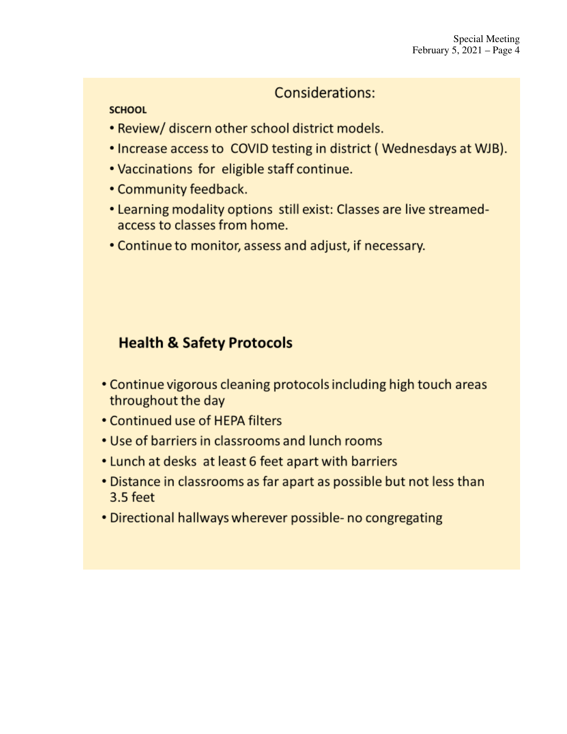## Considerations:

**SCHOOL**

- Review/ discern other school district models.
- Increase access to COVID testing in district ( Wednesdays at WJB).
- Vaccinations for eligible staff continue.
- Community feedback.
- Learning modality options still exist: Classes are live streamed- access to classes from home.
- Continue to monitor, assess and adjust, if necessary.

## Health & Safety Protocols

- Continue vigorous cleaning protocols including high touch areas throughout the day
- Continued use of HEPA filters
- Use of barriers in classrooms and lunch rooms
- Lunch at desks at least 6 feet apart with barriers
- Distance in classrooms as far apart as possible but not less than 3.5 feet
- Directional hallways wherever possible- no congregating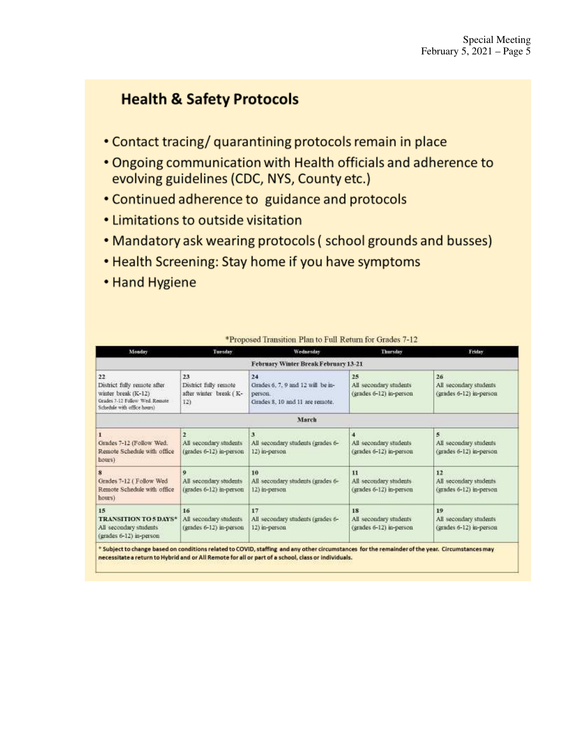## Health & Safety Protocols

- Contact tracing/ quarantining protocols remain in place
- Ongoing communication with Health officials and adherence to evolving guidelines (CDC, NYS, County etc.)
- Continued adherence to guidance and protocols
- Limitations to outside visitation
- Mandatory ask wearing protocols ( school grounds and busses)
- Health Screening: Stay home if you have symptoms
- Hand Hygiene

*Proposed Transition Plan to Full Return for Grades 7-12

| Monday | Tuesday | Wednesday | Thursday | Friday |
|---|---|---|---|---|
| **February Winter Break February 13-21** | | | | |
| 22 District fully remote after winter break (K-12) Grades 7-12 Follow Wed. Remote Schedule with office hours) | 23 District fully remote after winter break ( K-12) | 24 Grades 6, 7, 9 and 12 will be in-person. Grades 8, 10 and 11 are remote. | 25 All secondary students (grades 6-12) in-person | 26 All secondary students (grades 6-12) in-person |
| **March** | | | | |
| 1 Grades 7-12 (Follow Wed. Remote Schedule with office hours) | 2 All secondary students (grades 6-12) in-person | 3 All secondary students (grades 6-12) in-person | 4 All secondary students (grades 6-12) in-person | 5 All secondary students (grades 6-12) in-person |
| 8 Grades 7-12 ( Follow Wed Remote Schedule with office hours) | 9 All secondary students (grades 6-12) in-person | 10 All secondary students (grades 6-12) in-person | 11 All secondary students (grades 6-12) in-person | 12 All secondary students (grades 6-12) in-person |
| 15 **TRANSITION TO 5 DAYS*** All secondary students (grades 6-12) in-person | 16 All secondary students (grades 6-12) in-person | 17 All secondary students (grades 6-12) in-person | 18 All secondary students (grades 6-12) in-person | 19 All secondary students (grades 6-12) in-person |

**\* Subject to change based on conditions related to COVID, staffing and any other circumstances for the remainder of the year. Circumstances may necessitate a return to Hybrid and or All Remote for all or part of a school, class or individuals.**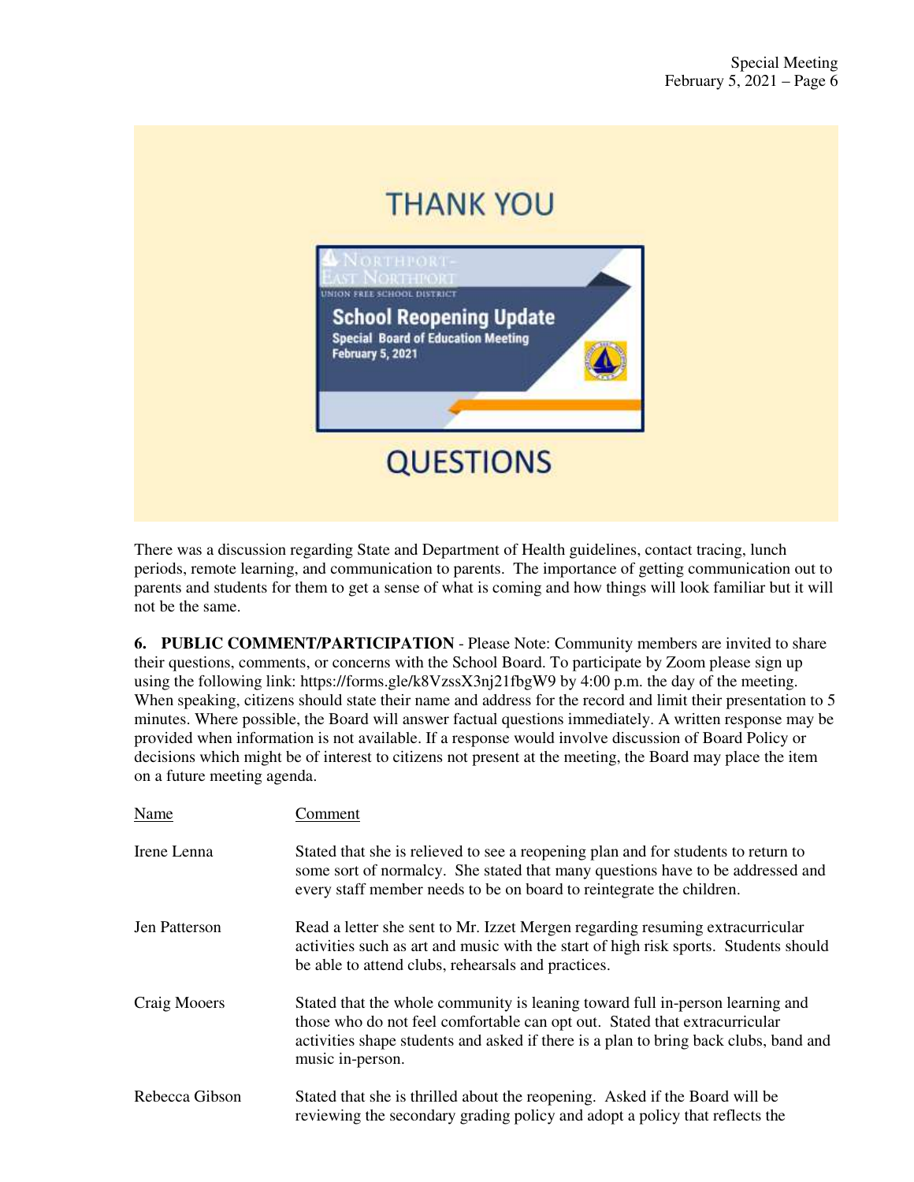THANK YOU

NORTHPORT-EAST NORTHPORT
UNION FREE SCHOOL DISTRICT

**School Reopening Update**
**Special Board of Education Meeting**
**February 5, 2021**

QUESTIONS

There was a discussion regarding State and Department of Health guidelines, contact tracing, lunch periods, remote learning, and communication to parents. The importance of getting communication out to parents and students for them to get a sense of what is coming and how things will look familiar but it will not be the same.

**6. PUBLIC COMMENT/PARTICIPATION** - Please Note: Community members are invited to share their questions, comments, or concerns with the School Board. To participate by Zoom please sign up using the following link: https://forms.gle/k8VzssX3nj21fbgW9 by 4:00 p.m. the day of the meeting. When speaking, citizens should state their name and address for the record and limit their presentation to 5 minutes. Where possible, the Board will answer factual questions immediately. A written response may be provided when information is not available. If a response would involve discussion of Board Policy or decisions which might be of interest to citizens not present at the meeting, the Board may place the item on a future meeting agenda.

| Name | Comment |
|---|---|
| Irene Lenna | Stated that she is relieved to see a reopening plan and for students to return to some sort of normalcy. She stated that many questions have to be addressed and every staff member needs to be on board to reintegrate the children. |
| Jen Patterson | Read a letter she sent to Mr. Izzet Mergen regarding resuming extracurricular activities such as art and music with the start of high risk sports. Students should be able to attend clubs, rehearsals and practices. |
| Craig Mooers | Stated that the whole community is leaning toward full in-person learning and those who do not feel comfortable can opt out. Stated that extracurricular activities shape students and asked if there is a plan to bring back clubs, band and music in-person. |
| Rebecca Gibson | Stated that she is thrilled about the reopening. Asked if the Board will be reviewing the secondary grading policy and adopt a policy that reflects the |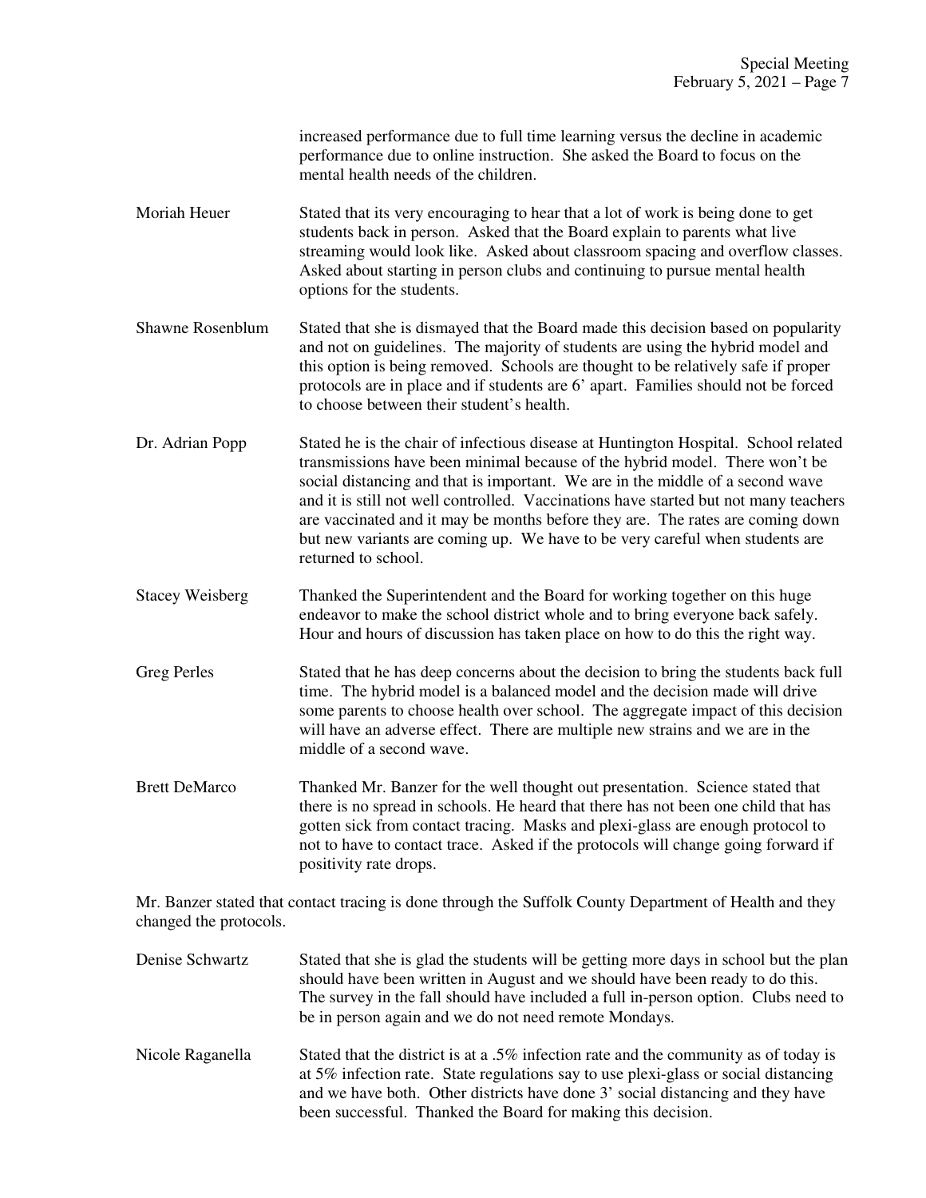increased performance due to full time learning versus the decline in academic performance due to online instruction. She asked the Board to focus on the mental health needs of the children.

Moriah Heuer — Stated that its very encouraging to hear that a lot of work is being done to get students back in person. Asked that the Board explain to parents what live streaming would look like. Asked about classroom spacing and overflow classes. Asked about starting in person clubs and continuing to pursue mental health options for the students.

Shawne Rosenblum — Stated that she is dismayed that the Board made this decision based on popularity and not on guidelines. The majority of students are using the hybrid model and this option is being removed. Schools are thought to be relatively safe if proper protocols are in place and if students are 6' apart. Families should not be forced to choose between their student's health.

Dr. Adrian Popp — Stated he is the chair of infectious disease at Huntington Hospital. School related transmissions have been minimal because of the hybrid model. There won't be social distancing and that is important. We are in the middle of a second wave and it is still not well controlled. Vaccinations have started but not many teachers are vaccinated and it may be months before they are. The rates are coming down but new variants are coming up. We have to be very careful when students are returned to school.

Stacey Weisberg — Thanked the Superintendent and the Board for working together on this huge endeavor to make the school district whole and to bring everyone back safely. Hour and hours of discussion has taken place on how to do this the right way.

Greg Perles — Stated that he has deep concerns about the decision to bring the students back full time. The hybrid model is a balanced model and the decision made will drive some parents to choose health over school. The aggregate impact of this decision will have an adverse effect. There are multiple new strains and we are in the middle of a second wave.

Brett DeMarco — Thanked Mr. Banzer for the well thought out presentation. Science stated that there is no spread in schools. He heard that there has not been one child that has gotten sick from contact tracing. Masks and plexi-glass are enough protocol to not to have to contact trace. Asked if the protocols will change going forward if positivity rate drops.

Mr. Banzer stated that contact tracing is done through the Suffolk County Department of Health and they changed the protocols.

Denise Schwartz — Stated that she is glad the students will be getting more days in school but the plan should have been written in August and we should have been ready to do this. The survey in the fall should have included a full in-person option. Clubs need to be in person again and we do not need remote Mondays.

Nicole Raganella — Stated that the district is at a .5% infection rate and the community as of today is at 5% infection rate. State regulations say to use plexi-glass or social distancing and we have both. Other districts have done 3' social distancing and they have been successful. Thanked the Board for making this decision.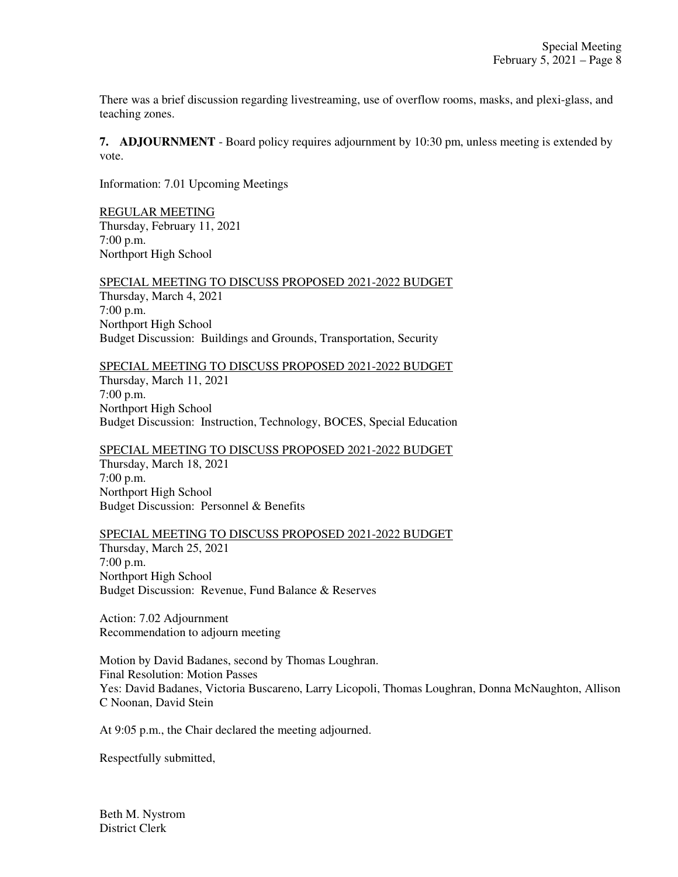There was a brief discussion regarding livestreaming, use of overflow rooms, masks, and plexi-glass, and teaching zones.

**7. ADJOURNMENT** - Board policy requires adjournment by 10:30 pm, unless meeting is extended by vote.

Information: 7.01 Upcoming Meetings

<u>REGULAR MEETING</u>
Thursday, February 11, 2021
7:00 p.m.
Northport High School

<u>SPECIAL MEETING TO DISCUSS PROPOSED 2021-2022 BUDGET</u>
Thursday, March 4, 2021
7:00 p.m.
Northport High School
Budget Discussion: Buildings and Grounds, Transportation, Security

<u>SPECIAL MEETING TO DISCUSS PROPOSED 2021-2022 BUDGET</u>
Thursday, March 11, 2021
7:00 p.m.
Northport High School
Budget Discussion: Instruction, Technology, BOCES, Special Education

<u>SPECIAL MEETING TO DISCUSS PROPOSED 2021-2022 BUDGET</u>
Thursday, March 18, 2021
7:00 p.m.
Northport High School
Budget Discussion: Personnel & Benefits

<u>SPECIAL MEETING TO DISCUSS PROPOSED 2021-2022 BUDGET</u>
Thursday, March 25, 2021
7:00 p.m.
Northport High School
Budget Discussion: Revenue, Fund Balance & Reserves

Action: 7.02 Adjournment
Recommendation to adjourn meeting

Motion by David Badanes, second by Thomas Loughran.
Final Resolution: Motion Passes
Yes: David Badanes, Victoria Buscareno, Larry Licopoli, Thomas Loughran, Donna McNaughton, Allison C Noonan, David Stein

At 9:05 p.m., the Chair declared the meeting adjourned.

Respectfully submitted,

Beth M. Nystrom
District Clerk